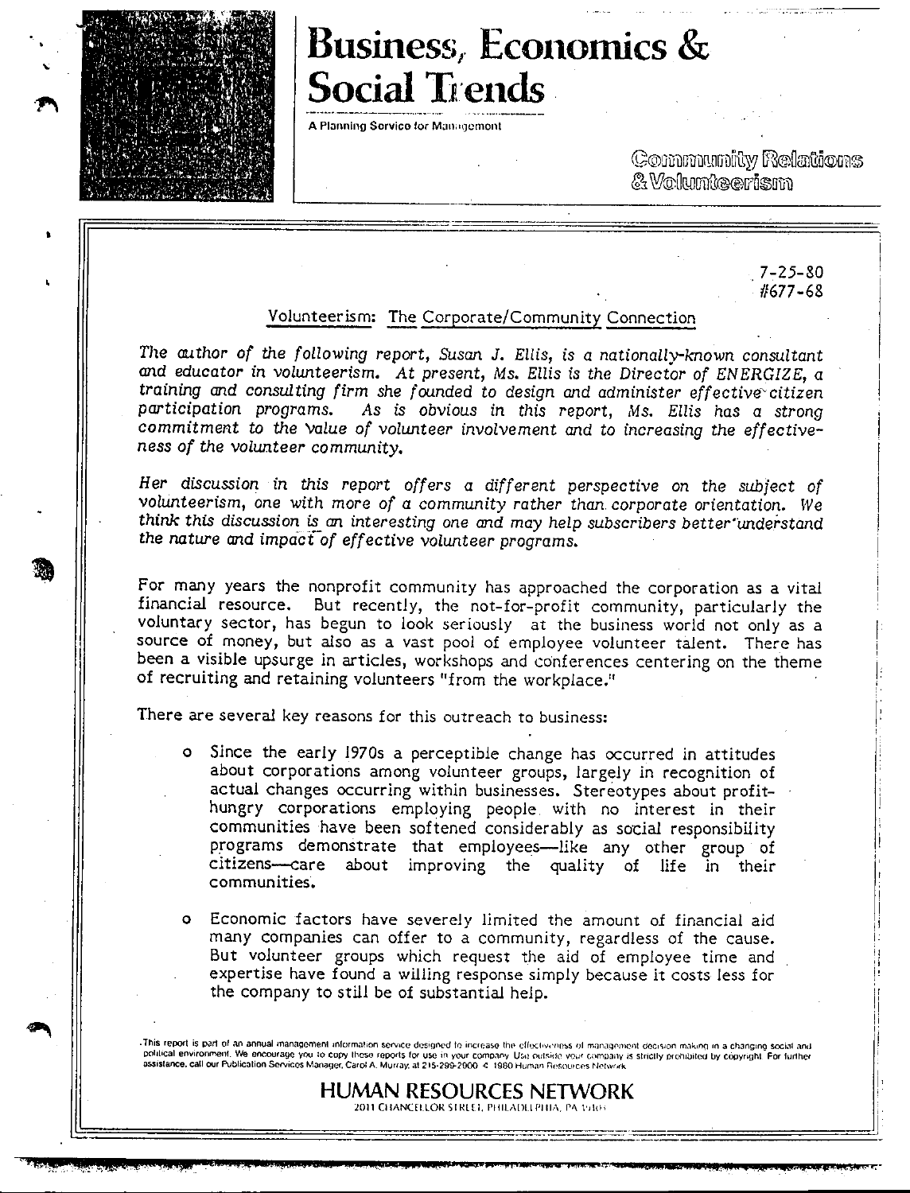# Business, Economics & Social Trends

A Planning Service for Management

Community Relations & Volunteerism

7-25-80
#677-68

## Volunteerism: The Corporate/Community Connection

*The author of the following report, Susan J. Ellis, is a nationally-known consultant and educator in volunteerism. At present, Ms. Ellis is the Director of ENERGIZE, a training and consulting firm she founded to design and administer effective citizen participation programs. As is obvious in this report, Ms. Ellis has a strong commitment to the value of volunteer involvement and to increasing the effectiveness of the volunteer community.*

*Her discussion in this report offers a different perspective on the subject of volunteerism, one with more of a community rather than corporate orientation. We think this discussion is an interesting one and may help subscribers better understand the nature and impact of effective volunteer programs.*

For many years the nonprofit community has approached the corporation as a vital financial resource. But recently, the not-for-profit community, particularly the voluntary sector, has begun to look seriously at the business world not only as a source of money, but also as a vast pool of employee volunteer talent. There has been a visible upsurge in articles, workshops and conferences centering on the theme of recruiting and retaining volunteers "from the workplace."

There are several key reasons for this outreach to business:

- Since the early 1970s a perceptible change has occurred in attitudes about corporations among volunteer groups, largely in recognition of actual changes occurring within businesses. Stereotypes about profit-hungry corporations employing people with no interest in their communities have been softened considerably as social responsibility programs demonstrate that employees—like any other group of citizens—care about improving the quality of life in their communities.

- Economic factors have severely limited the amount of financial aid many companies can offer to a community, regardless of the cause. But volunteer groups which request the aid of employee time and expertise have found a willing response simply because it costs less for the company to still be of substantial help.

This report is part of an annual management information service designed to increase the effectiveness of management decision making in a changing social and political environment. We encourage you to copy these reports for use in your company. Use outside your company is strictly prohibited by copyright. For further assistance, call our Publication Services Manager, Carol A. Murray, at 215-299-2000. © 1980 Human Resources Network

HUMAN RESOURCES NETWORK
2011 CHANCELLOR STREET, PHILADELPHIA, PA 19103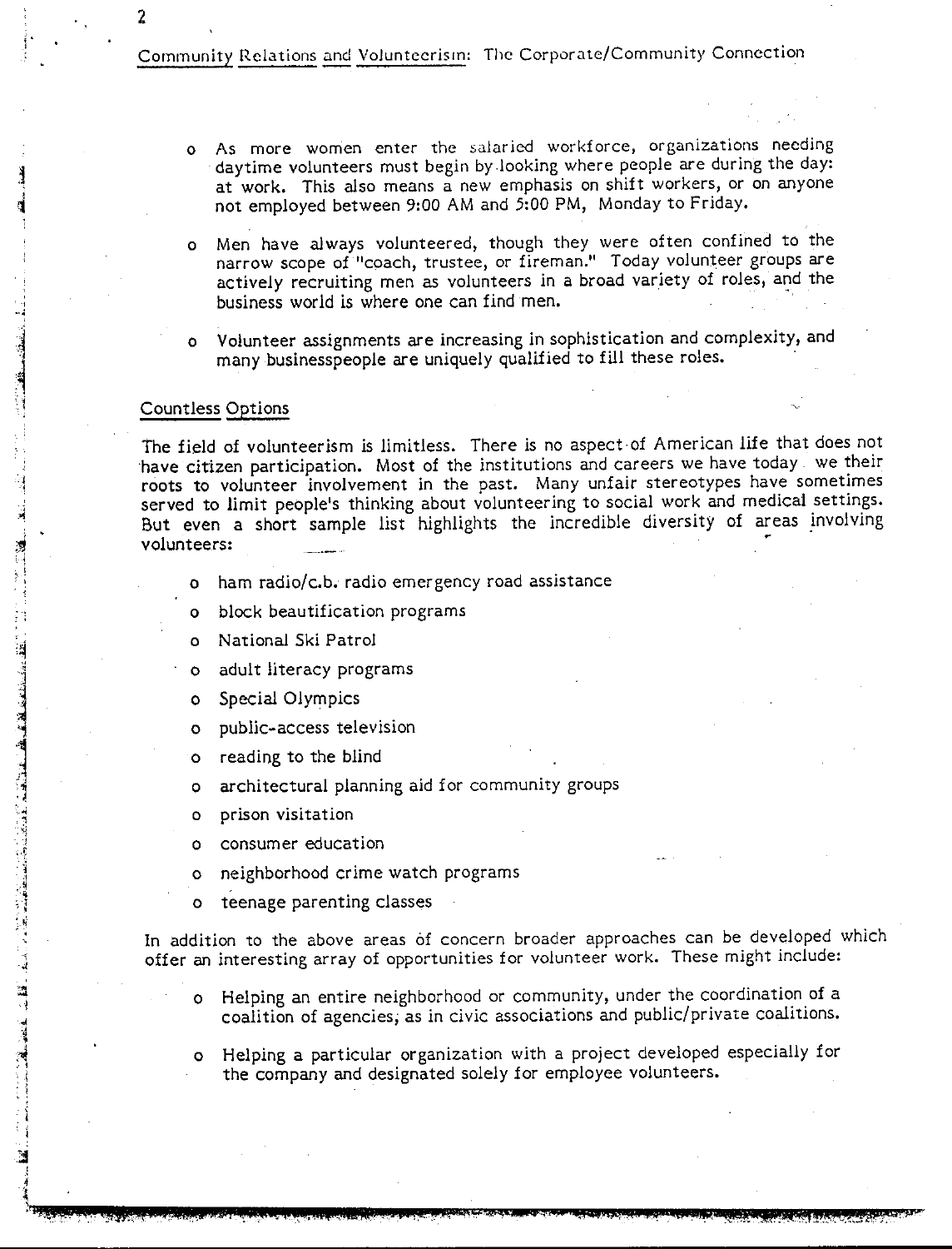- As more women enter the salaried workforce, organizations needing daytime volunteers must begin by looking where people are during the day: at work. This also means a new emphasis on shift workers, or on anyone not employed between 9:00 AM and 5:00 PM, Monday to Friday.

- Men have always volunteered, though they were often confined to the narrow scope of "coach, trustee, or fireman." Today volunteer groups are actively recruiting men as volunteers in a broad variety of roles, and the business world is where one can find men.

- Volunteer assignments are increasing in sophistication and complexity, and many businesspeople are uniquely qualified to fill these roles.

## Countless Options

The field of volunteerism is limitless. There is no aspect of American life that does not have citizen participation. Most of the institutions and careers we have today we their roots to volunteer involvement in the past. Many unfair stereotypes have sometimes served to limit people's thinking about volunteering to social work and medical settings. But even a short sample list highlights the incredible diversity of areas involving volunteers:

- ham radio/c.b. radio emergency road assistance
- block beautification programs
- National Ski Patrol
- adult literacy programs
- Special Olympics
- public-access television
- reading to the blind
- architectural planning aid for community groups
- prison visitation
- consumer education
- neighborhood crime watch programs
- teenage parenting classes

In addition to the above areas of concern broader approaches can be developed which offer an interesting array of opportunities for volunteer work. These might include:

- Helping an entire neighborhood or community, under the coordination of a coalition of agencies, as in civic associations and public/private coalitions.

- Helping a particular organization with a project developed especially for the company and designated solely for employee volunteers.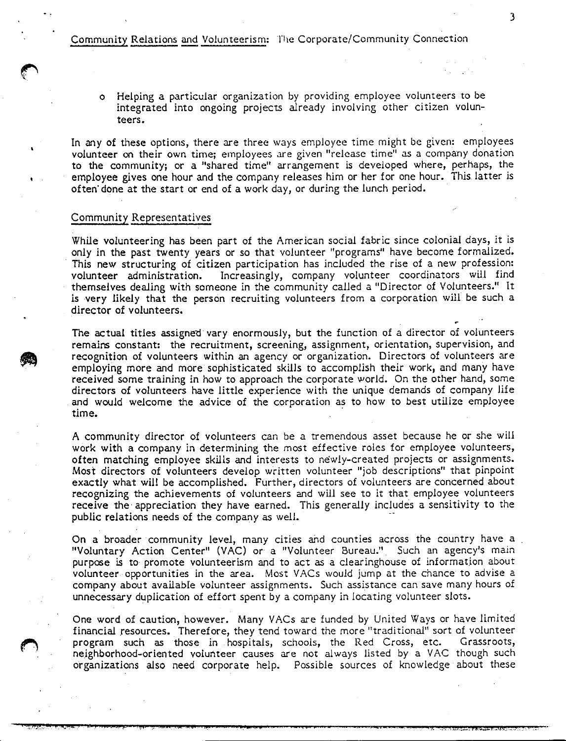- Helping a particular organization by providing employee volunteers to be integrated into ongoing projects already involving other citizen volunteers.

In any of these options, there are three ways employee time might be given: employees volunteer on their own time; employees are given "release time" as a company donation to the community; or a "shared time" arrangement is developed where, perhaps, the employee gives one hour and the company releases him or her for one hour. This latter is often done at the start or end of a work day, or during the lunch period.

## Community Representatives

While volunteering has been part of the American social fabric since colonial days, it is only in the past twenty years or so that volunteer "programs" have become formalized. This new structuring of citizen participation has included the rise of a new profession: volunteer administration. Increasingly, company volunteer coordinators will find themselves dealing with someone in the community called a "Director of Volunteers." It is very likely that the person recruiting volunteers from a corporation will be such a director of volunteers.

The actual titles assigned vary enormously, but the function of a director of volunteers remains constant: the recruitment, screening, assignment, orientation, supervision, and recognition of volunteers within an agency or organization. Directors of volunteers are employing more and more sophisticated skills to accomplish their work, and many have received some training in how to approach the corporate world. On the other hand, some directors of volunteers have little experience with the unique demands of company life and would welcome the advice of the corporation as to how to best utilize employee time.

A community director of volunteers can be a tremendous asset because he or she will work with a company in determining the most effective roles for employee volunteers, often matching employee skills and interests to newly-created projects or assignments. Most directors of volunteers develop written volunteer "job descriptions" that pinpoint exactly what will be accomplished. Further, directors of volunteers are concerned about recognizing the achievements of volunteers and will see to it that employee volunteers receive the appreciation they have earned. This generally includes a sensitivity to the public relations needs of the company as well.

On a broader community level, many cities and counties across the country have a "Voluntary Action Center" (VAC) or a "Volunteer Bureau." Such an agency's main purpose is to promote volunteerism and to act as a clearinghouse of information about volunteer opportunities in the area. Most VACs would jump at the chance to advise a company about available volunteer assignments. Such assistance can save many hours of unnecessary duplication of effort spent by a company in locating volunteer slots.

One word of caution, however. Many VACs are funded by United Ways or have limited financial resources. Therefore, they tend toward the more "traditional" sort of volunteer program such as those in hospitals, schools, the Red Cross, etc. Grassroots, neighborhood-oriented volunteer causes are not always listed by a VAC though such organizations also need corporate help. Possible sources of knowledge about these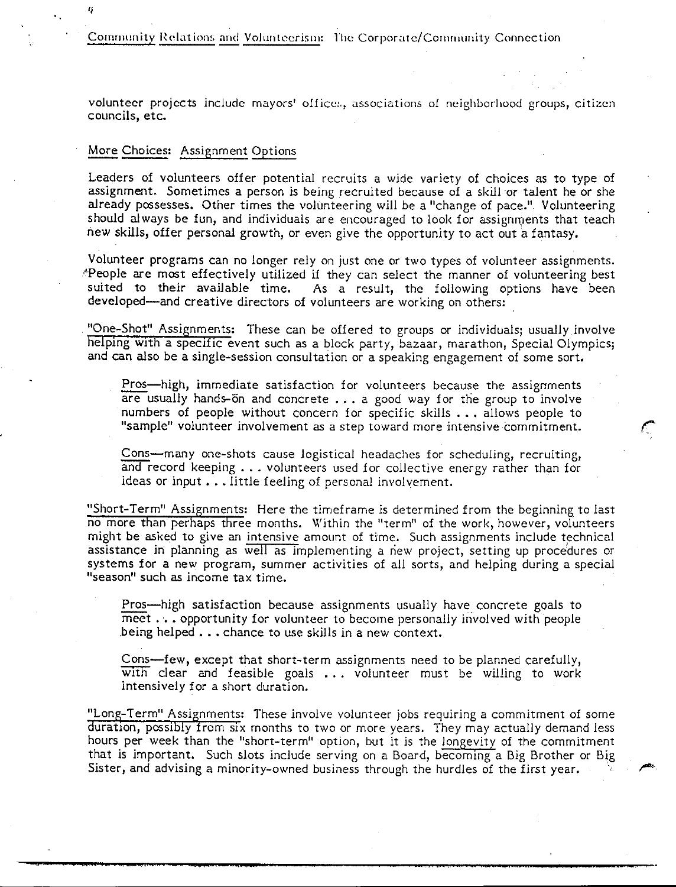volunteer projects include mayors' offices, associations of neighborhood groups, citizen councils, etc.

## More Choices: Assignment Options

Leaders of volunteers offer potential recruits a wide variety of choices as to type of assignment. Sometimes a person is being recruited because of a skill or talent he or she already possesses. Other times the volunteering will be a "change of pace." Volunteering should always be fun, and individuals are encouraged to look for assignments that teach new skills, offer personal growth, or even give the opportunity to act out a fantasy.

Volunteer programs can no longer rely on just one or two types of volunteer assignments. People are most effectively utilized if they can select the manner of volunteering best suited to their available time. As a result, the following options have been developed—and creative directors of volunteers are working on others:

"One-Shot" Assignments: These can be offered to groups or individuals; usually involve helping with a specific event such as a block party, bazaar, marathon, Special Olympics; and can also be a single-session consultation or a speaking engagement of some sort.

> Pros—high, immediate satisfaction for volunteers because the assignments are usually hands-on and concrete . . . a good way for the group to involve numbers of people without concern for specific skills . . . allows people to "sample" volunteer involvement as a step toward more intensive commitment.
>
> Cons—many one-shots cause logistical headaches for scheduling, recruiting, and record keeping . . . volunteers used for collective energy rather than for ideas or input . . . little feeling of personal involvement.

"Short-Term" Assignments: Here the timeframe is determined from the beginning to last no more than perhaps three months. Within the "term" of the work, however, volunteers might be asked to give an intensive amount of time. Such assignments include technical assistance in planning as well as implementing a new project, setting up procedures or systems for a new program, summer activities of all sorts, and helping during a special "season" such as income tax time.

> Pros—high satisfaction because assignments usually have concrete goals to meet . . . opportunity for volunteer to become personally involved with people being helped . . . chance to use skills in a new context.
>
> Cons—few, except that short-term assignments need to be planned carefully, with clear and feasible goals . . . volunteer must be willing to work intensively for a short duration.

"Long-Term" Assignments: These involve volunteer jobs requiring a commitment of some duration, possibly from six months to two or more years. They may actually demand less hours per week than the "short-term" option, but it is the longevity of the commitment that is important. Such slots include serving on a Board, becoming a Big Brother or Big Sister, and advising a minority-owned business through the hurdles of the first year.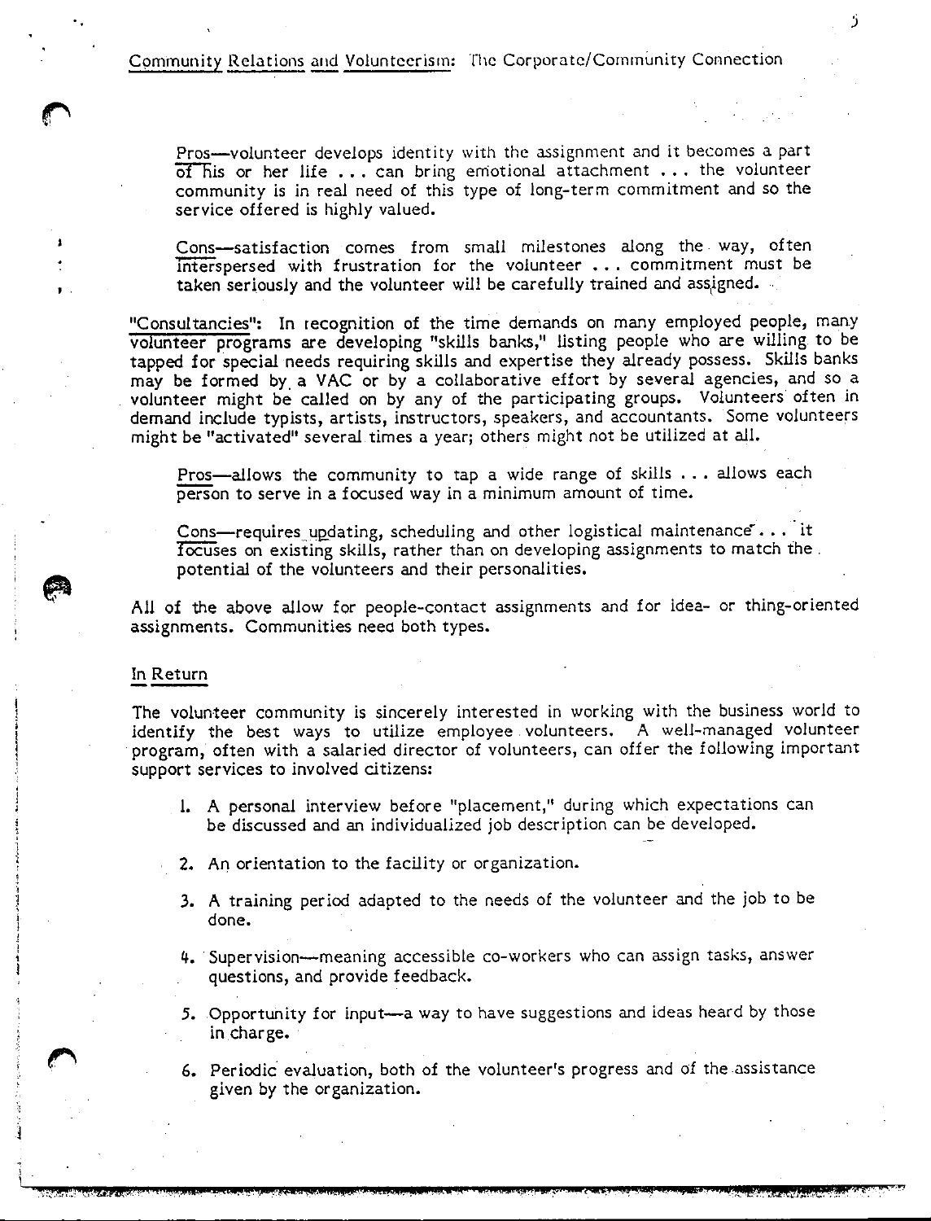Pros—volunteer develops identity with the assignment and it becomes a part of his or her life . . . can bring emotional attachment . . . the volunteer community is in real need of this type of long-term commitment and so the service offered is highly valued.

Cons—satisfaction comes from small milestones along the way, often interspersed with frustration for the volunteer . . . commitment must be taken seriously and the volunteer will be carefully trained and assigned.

"Consultancies": In recognition of the time demands on many employed people, many volunteer programs are developing "skills banks," listing people who are willing to be tapped for special needs requiring skills and expertise they already possess. Skills banks may be formed by a VAC or by a collaborative effort by several agencies, and so a volunteer might be called on by any of the participating groups. Volunteers often in demand include typists, artists, instructors, speakers, and accountants. Some volunteers might be "activated" several times a year; others might not be utilized at all.

Pros—allows the community to tap a wide range of skills . . . allows each person to serve in a focused way in a minimum amount of time.

Cons—requires updating, scheduling and other logistical maintenance . . . it focuses on existing skills, rather than on developing assignments to match the potential of the volunteers and their personalities.

All of the above allow for people-contact assignments and for idea- or thing-oriented assignments. Communities need both types.

## In Return

The volunteer community is sincerely interested in working with the business world to identify the best ways to utilize employee volunteers. A well-managed volunteer program, often with a salaried director of volunteers, can offer the following important support services to involved citizens:

1. A personal interview before "placement," during which expectations can be discussed and an individualized job description can be developed.

2. An orientation to the facility or organization.

3. A training period adapted to the needs of the volunteer and the job to be done.

4. Supervision—meaning accessible co-workers who can assign tasks, answer questions, and provide feedback.

5. Opportunity for input—a way to have suggestions and ideas heard by those in charge.

6. Periodic evaluation, both of the volunteer's progress and of the assistance given by the organization.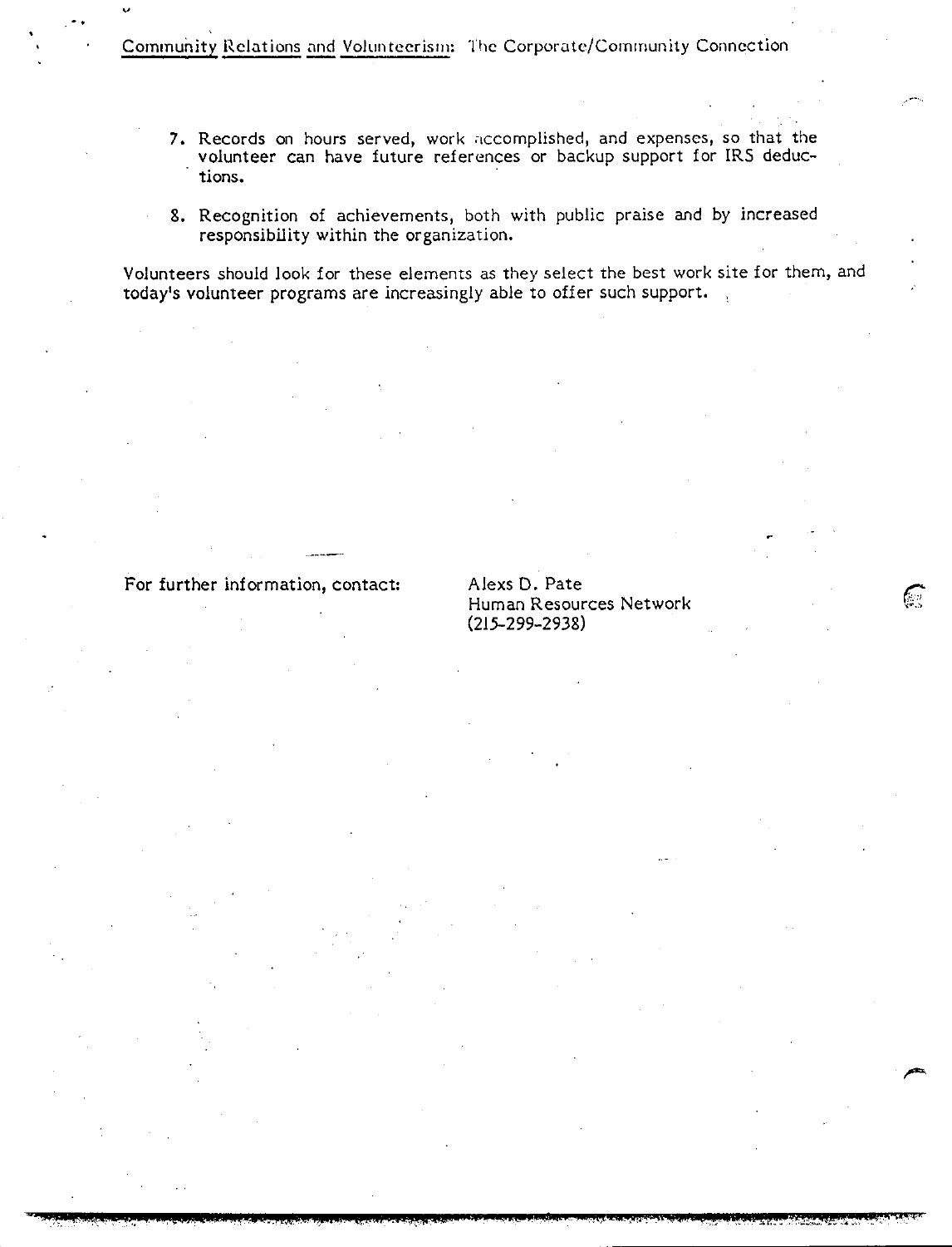7. Records on hours served, work accomplished, and expenses, so that the volunteer can have future references or backup support for IRS deductions.

8. Recognition of achievements, both with public praise and by increased responsibility within the organization.

Volunteers should look for these elements as they select the best work site for them, and today's volunteer programs are increasingly able to offer such support.

For further information, contact:

Alexs D. Pate
Human Resources Network
(215-299-2938)